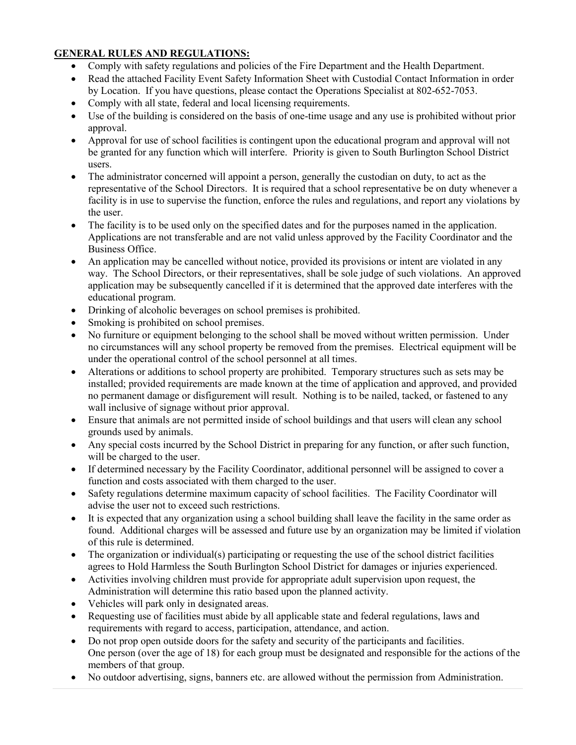**GENERAL RULES AND REGULATIONS:**

- Comply with safety regulations and policies of the Fire Department and the Health Department.
- Read the attached Facility Event Safety Information Sheet with Custodial Contact Information in order by Location. If you have questions, please contact the Operations Specialist at 802-652-7053.
- Comply with all state, federal and local licensing requirements.
- Use of the building is considered on the basis of one-time usage and any use is prohibited without prior approval.
- Approval for use of school facilities is contingent upon the educational program and approval will not be granted for any function which will interfere. Priority is given to South Burlington School District users.
- The administrator concerned will appoint a person, generally the custodian on duty, to act as the representative of the School Directors. It is required that a school representative be on duty whenever a facility is in use to supervise the function, enforce the rules and regulations, and report any violations by the user.
- The facility is to be used only on the specified dates and for the purposes named in the application. Applications are not transferable and are not valid unless approved by the Facility Coordinator and the Business Office.
- An application may be cancelled without notice, provided its provisions or intent are violated in any way. The School Directors, or their representatives, shall be sole judge of such violations. An approved application may be subsequently cancelled if it is determined that the approved date interferes with the educational program.
- Drinking of alcoholic beverages on school premises is prohibited.
- Smoking is prohibited on school premises.
- No furniture or equipment belonging to the school shall be moved without written permission. Under no circumstances will any school property be removed from the premises. Electrical equipment will be under the operational control of the school personnel at all times.
- Alterations or additions to school property are prohibited. Temporary structures such as sets may be installed; provided requirements are made known at the time of application and approved, and provided no permanent damage or disfigurement will result. Nothing is to be nailed, tacked, or fastened to any wall inclusive of signage without prior approval.
- Ensure that animals are not permitted inside of school buildings and that users will clean any school grounds used by animals.
- Any special costs incurred by the School District in preparing for any function, or after such function, will be charged to the user.
- If determined necessary by the Facility Coordinator, additional personnel will be assigned to cover a function and costs associated with them charged to the user.
- Safety regulations determine maximum capacity of school facilities. The Facility Coordinator will advise the user not to exceed such restrictions.
- It is expected that any organization using a school building shall leave the facility in the same order as found. Additional charges will be assessed and future use by an organization may be limited if violation of this rule is determined.
- The organization or individual(s) participating or requesting the use of the school district facilities agrees to Hold Harmless the South Burlington School District for damages or injuries experienced.
- Activities involving children must provide for appropriate adult supervision upon request, the Administration will determine this ratio based upon the planned activity.
- Vehicles will park only in designated areas.
- Requesting use of facilities must abide by all applicable state and federal regulations, laws and requirements with regard to access, participation, attendance, and action.
- Do not prop open outside doors for the safety and security of the participants and facilities. One person (over the age of 18) for each group must be designated and responsible for the actions of the members of that group.
- No outdoor advertising, signs, banners etc. are allowed without the permission from Administration.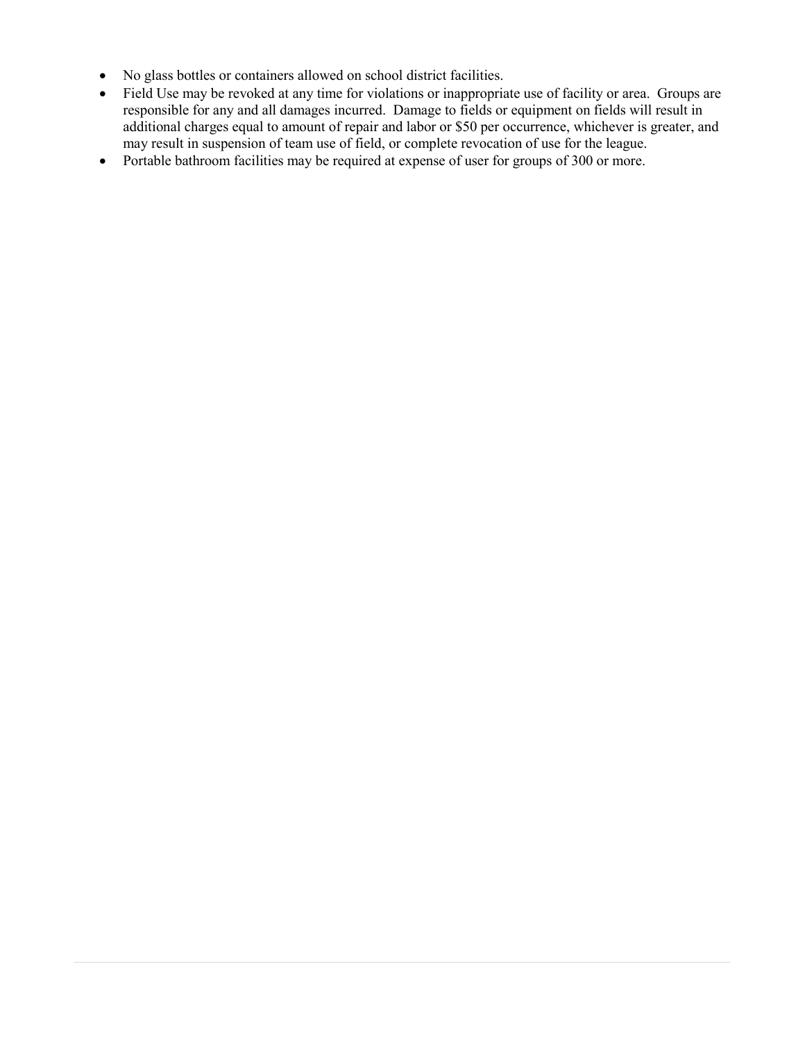- No glass bottles or containers allowed on school district facilities.
- Field Use may be revoked at any time for violations or inappropriate use of facility or area. Groups are responsible for any and all damages incurred. Damage to fields or equipment on fields will result in additional charges equal to amount of repair and labor or $50 per occurrence, whichever is greater, and may result in suspension of team use of field, or complete revocation of use for the league.
- Portable bathroom facilities may be required at expense of user for groups of 300 or more.